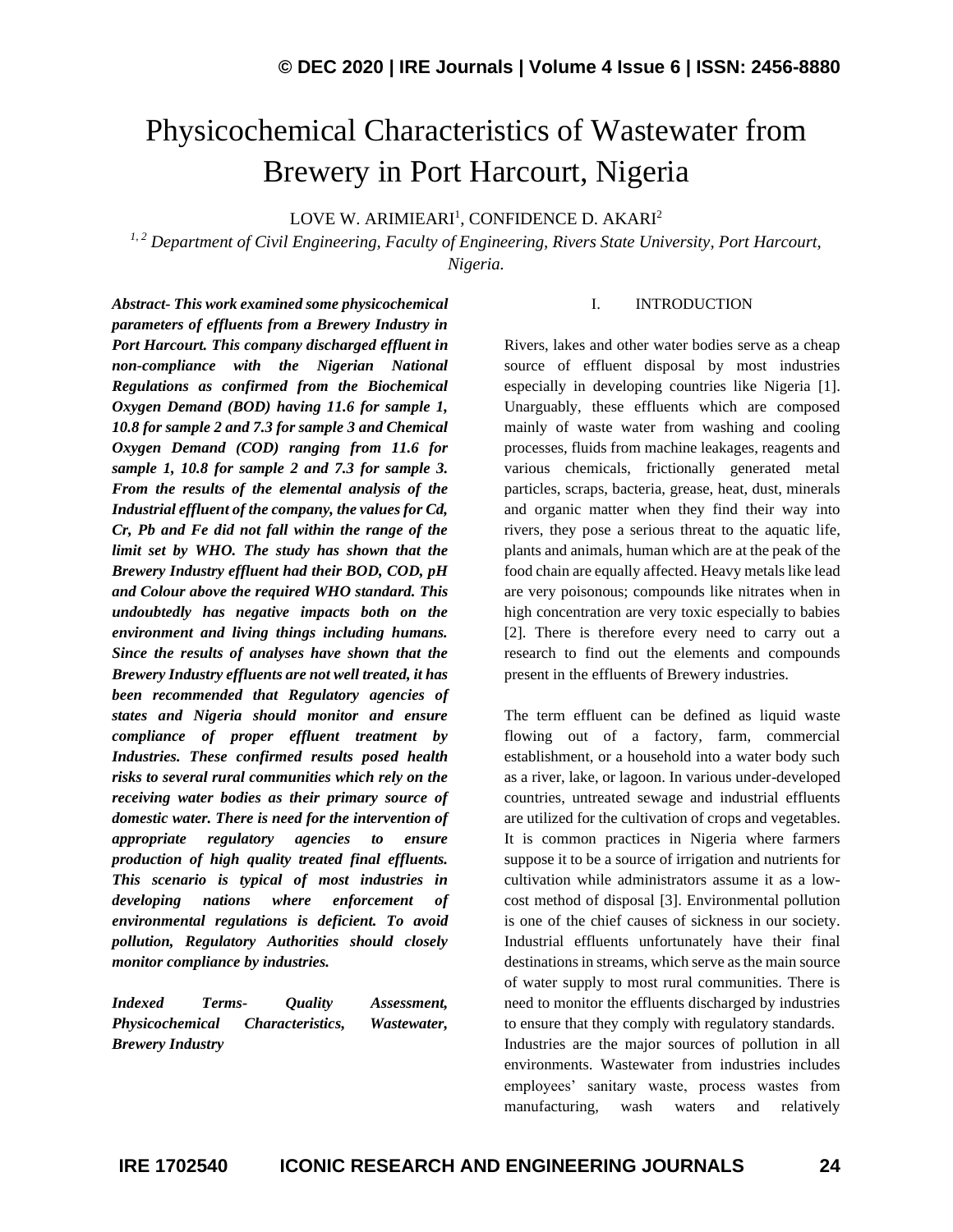# Physicochemical Characteristics of Wastewater from Brewery in Port Harcourt, Nigeria

LOVE W. ARIMIEARI[1], CONFIDENCE D. AKARI[2]

[1, 2] *Department of Civil Engineering, Faculty of Engineering, Rivers State University, Port Harcourt, Nigeria.*

***Abstract-** This work examined some physicochemical parameters of effluents from a Brewery Industry in Port Harcourt. This company discharged effluent in non-compliance with the Nigerian National Regulations as confirmed from the Biochemical Oxygen Demand (BOD) having 11.6 for sample 1, 10.8 for sample 2 and 7.3 for sample 3 and Chemical Oxygen Demand (COD) ranging from 11.6 for sample 1, 10.8 for sample 2 and 7.3 for sample 3. From the results of the elemental analysis of the Industrial effluent of the company, the values for Cd, Cr, Pb and Fe did not fall within the range of the limit set by WHO. The study has shown that the Brewery Industry effluent had their BOD, COD, pH and Colour above the required WHO standard. This undoubtedly has negative impacts both on the environment and living things including humans. Since the results of analyses have shown that the Brewery Industry effluents are not well treated, it has been recommended that Regulatory agencies of states and Nigeria should monitor and ensure compliance of proper effluent treatment by Industries. These confirmed results posed health risks to several rural communities which rely on the receiving water bodies as their primary source of domestic water. There is need for the intervention of appropriate regulatory agencies to ensure production of high quality treated final effluents. This scenario is typical of most industries in developing nations where enforcement of environmental regulations is deficient. To avoid pollution, Regulatory Authorities should closely monitor compliance by industries.*

***Indexed Terms-** Quality Assessment, Physicochemical Characteristics, Wastewater, Brewery Industry*

## I. INTRODUCTION

Rivers, lakes and other water bodies serve as a cheap source of effluent disposal by most industries especially in developing countries like Nigeria [1]. Unarguably, these effluents which are composed mainly of waste water from washing and cooling processes, fluids from machine leakages, reagents and various chemicals, frictionally generated metal particles, scraps, bacteria, grease, heat, dust, minerals and organic matter when they find their way into rivers, they pose a serious threat to the aquatic life, plants and animals, human which are at the peak of the food chain are equally affected. Heavy metals like lead are very poisonous; compounds like nitrates when in high concentration are very toxic especially to babies [2]. There is therefore every need to carry out a research to find out the elements and compounds present in the effluents of Brewery industries.

The term effluent can be defined as liquid waste flowing out of a factory, farm, commercial establishment, or a household into a water body such as a river, lake, or lagoon. In various under-developed countries, untreated sewage and industrial effluents are utilized for the cultivation of crops and vegetables. It is common practices in Nigeria where farmers suppose it to be a source of irrigation and nutrients for cultivation while administrators assume it as a low-cost method of disposal [3]. Environmental pollution is one of the chief causes of sickness in our society. Industrial effluents unfortunately have their final destinations in streams, which serve as the main source of water supply to most rural communities. There is need to monitor the effluents discharged by industries to ensure that they comply with regulatory standards.
Industries are the major sources of pollution in all environments. Wastewater from industries includes employees' sanitary waste, process wastes from manufacturing, wash waters and relatively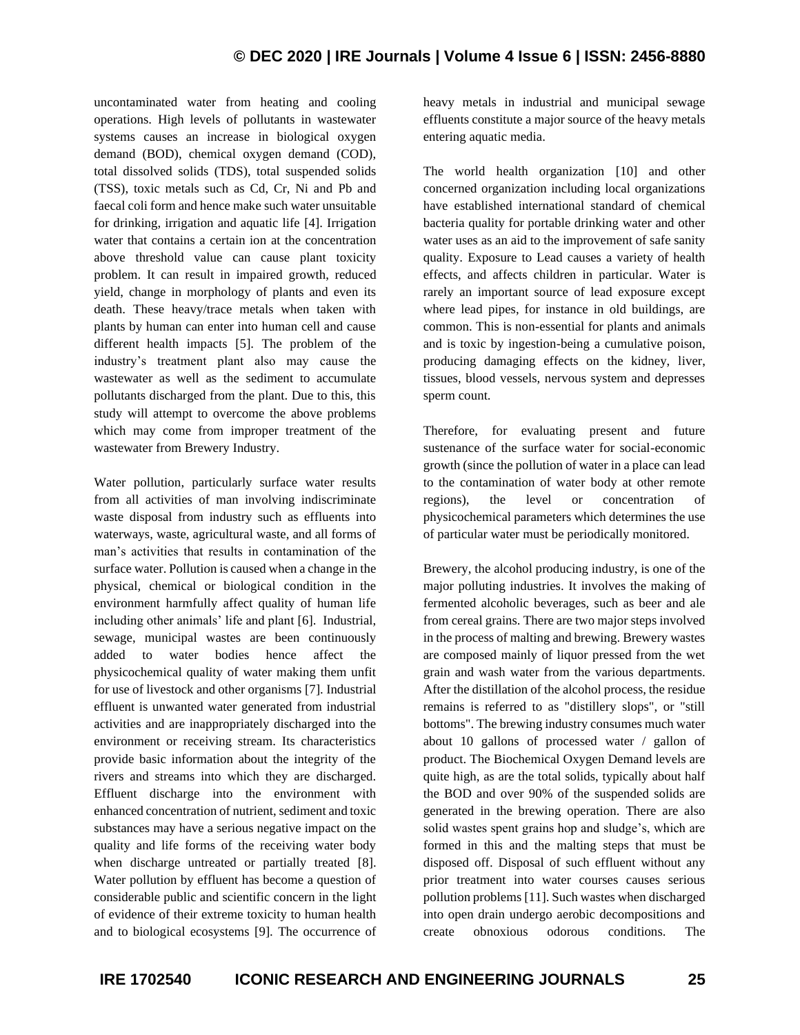uncontaminated water from heating and cooling operations. High levels of pollutants in wastewater systems causes an increase in biological oxygen demand (BOD), chemical oxygen demand (COD), total dissolved solids (TDS), total suspended solids (TSS), toxic metals such as Cd, Cr, Ni and Pb and faecal coli form and hence make such water unsuitable for drinking, irrigation and aquatic life [4]. Irrigation water that contains a certain ion at the concentration above threshold value can cause plant toxicity problem. It can result in impaired growth, reduced yield, change in morphology of plants and even its death. These heavy/trace metals when taken with plants by human can enter into human cell and cause different health impacts [5]. The problem of the industry's treatment plant also may cause the wastewater as well as the sediment to accumulate pollutants discharged from the plant. Due to this, this study will attempt to overcome the above problems which may come from improper treatment of the wastewater from Brewery Industry.

Water pollution, particularly surface water results from all activities of man involving indiscriminate waste disposal from industry such as effluents into waterways, waste, agricultural waste, and all forms of man's activities that results in contamination of the surface water. Pollution is caused when a change in the physical, chemical or biological condition in the environment harmfully affect quality of human life including other animals' life and plant [6]. Industrial, sewage, municipal wastes are been continuously added to water bodies hence affect the physicochemical quality of water making them unfit for use of livestock and other organisms [7]. Industrial effluent is unwanted water generated from industrial activities and are inappropriately discharged into the environment or receiving stream. Its characteristics provide basic information about the integrity of the rivers and streams into which they are discharged. Effluent discharge into the environment with enhanced concentration of nutrient, sediment and toxic substances may have a serious negative impact on the quality and life forms of the receiving water body when discharge untreated or partially treated [8]. Water pollution by effluent has become a question of considerable public and scientific concern in the light of evidence of their extreme toxicity to human health and to biological ecosystems [9]. The occurrence of heavy metals in industrial and municipal sewage effluents constitute a major source of the heavy metals entering aquatic media.

The world health organization [10] and other concerned organization including local organizations have established international standard of chemical bacteria quality for portable drinking water and other water uses as an aid to the improvement of safe sanity quality. Exposure to Lead causes a variety of health effects, and affects children in particular. Water is rarely an important source of lead exposure except where lead pipes, for instance in old buildings, are common. This is non-essential for plants and animals and is toxic by ingestion-being a cumulative poison, producing damaging effects on the kidney, liver, tissues, blood vessels, nervous system and depresses sperm count.

Therefore, for evaluating present and future sustenance of the surface water for social-economic growth (since the pollution of water in a place can lead to the contamination of water body at other remote regions), the level or concentration of physicochemical parameters which determines the use of particular water must be periodically monitored.

Brewery, the alcohol producing industry, is one of the major polluting industries. It involves the making of fermented alcoholic beverages, such as beer and ale from cereal grains. There are two major steps involved in the process of malting and brewing. Brewery wastes are composed mainly of liquor pressed from the wet grain and wash water from the various departments. After the distillation of the alcohol process, the residue remains is referred to as "distillery slops", or "still bottoms". The brewing industry consumes much water about 10 gallons of processed water / gallon of product. The Biochemical Oxygen Demand levels are quite high, as are the total solids, typically about half the BOD and over 90% of the suspended solids are generated in the brewing operation. There are also solid wastes spent grains hop and sludge's, which are formed in this and the malting steps that must be disposed off. Disposal of such effluent without any prior treatment into water courses causes serious pollution problems [11]. Such wastes when discharged into open drain undergo aerobic decompositions and create obnoxious odorous conditions. The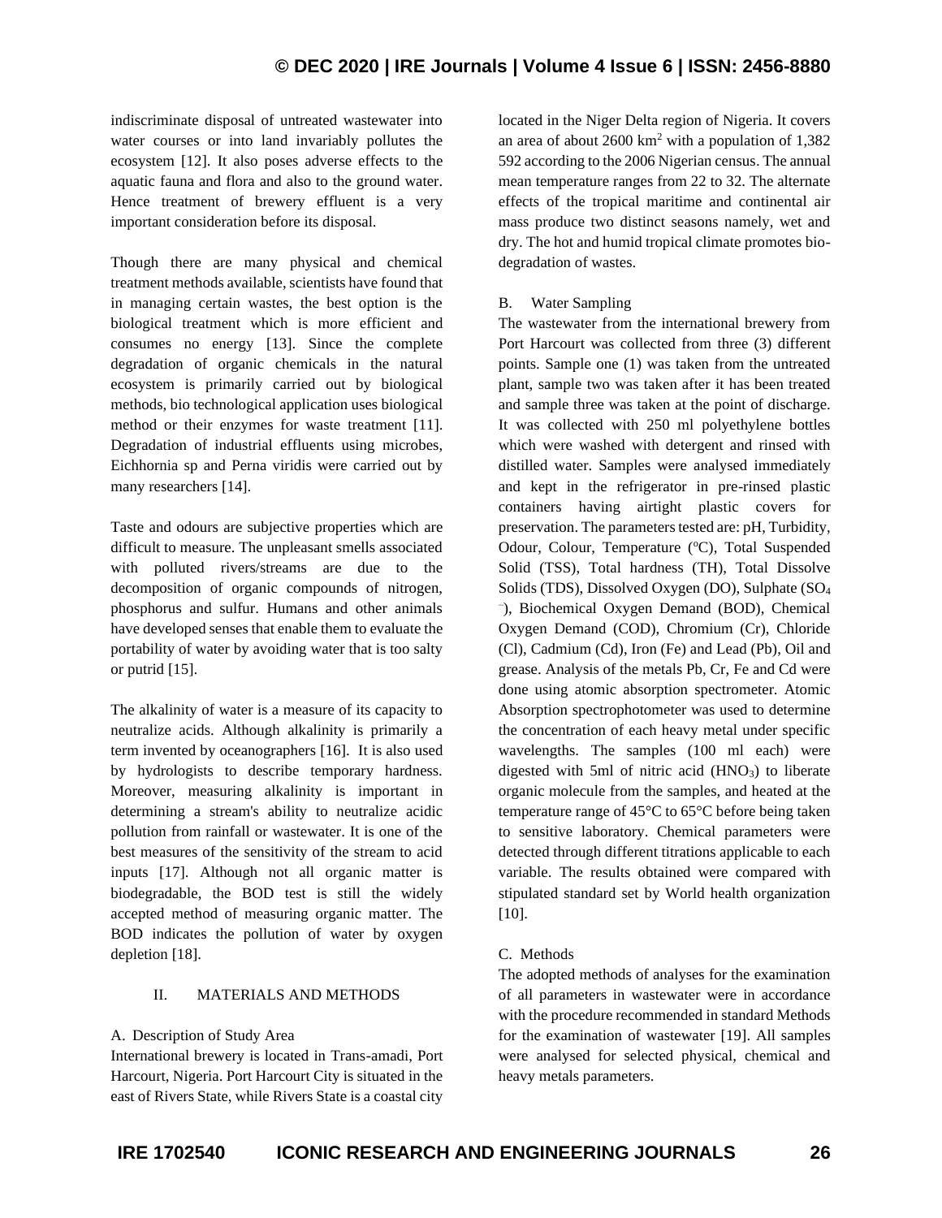indiscriminate disposal of untreated wastewater into water courses or into land invariably pollutes the ecosystem [12]. It also poses adverse effects to the aquatic fauna and flora and also to the ground water. Hence treatment of brewery effluent is a very important consideration before its disposal.

Though there are many physical and chemical treatment methods available, scientists have found that in managing certain wastes, the best option is the biological treatment which is more efficient and consumes no energy [13]. Since the complete degradation of organic chemicals in the natural ecosystem is primarily carried out by biological methods, bio technological application uses biological method or their enzymes for waste treatment [11]. Degradation of industrial effluents using microbes, Eichhornia sp and Perna viridis were carried out by many researchers [14].

Taste and odours are subjective properties which are difficult to measure. The unpleasant smells associated with polluted rivers/streams are due to the decomposition of organic compounds of nitrogen, phosphorus and sulfur. Humans and other animals have developed senses that enable them to evaluate the portability of water by avoiding water that is too salty or putrid [15].

The alkalinity of water is a measure of its capacity to neutralize acids. Although alkalinity is primarily a term invented by oceanographers [16]. It is also used by hydrologists to describe temporary hardness. Moreover, measuring alkalinity is important in determining a stream's ability to neutralize acidic pollution from rainfall or wastewater. It is one of the best measures of the sensitivity of the stream to acid inputs [17]. Although not all organic matter is biodegradable, the BOD test is still the widely accepted method of measuring organic matter. The BOD indicates the pollution of water by oxygen depletion [18].

## II. MATERIALS AND METHODS

### A. Description of Study Area

International brewery is located in Trans-amadi, Port Harcourt, Nigeria. Port Harcourt City is situated in the east of Rivers State, while Rivers State is a coastal city located in the Niger Delta region of Nigeria. It covers an area of about 2600 $km^2$ with a population of 1,382 592 according to the 2006 Nigerian census. The annual mean temperature ranges from 22 to 32. The alternate effects of the tropical maritime and continental air mass produce two distinct seasons namely, wet and dry. The hot and humid tropical climate promotes bio-degradation of wastes.

### B. Water Sampling

The wastewater from the international brewery from Port Harcourt was collected from three (3) different points. Sample one (1) was taken from the untreated plant, sample two was taken after it has been treated and sample three was taken at the point of discharge. It was collected with 250 ml polyethylene bottles which were washed with detergent and rinsed with distilled water. Samples were analysed immediately and kept in the refrigerator in pre-rinsed plastic containers having airtight plastic covers for preservation. The parameters tested are: pH, Turbidity, Odour, Colour, Temperature (°C), Total Suspended Solid (TSS), Total hardness (TH), Total Dissolve Solids (TDS), Dissolved Oxygen (DO), Sulphate ($SO_4^-$), Biochemical Oxygen Demand (BOD), Chemical Oxygen Demand (COD), Chromium (Cr), Chloride (Cl), Cadmium (Cd), Iron (Fe) and Lead (Pb), Oil and grease. Analysis of the metals Pb, Cr, Fe and Cd were done using atomic absorption spectrometer. Atomic Absorption spectrophotometer was used to determine the concentration of each heavy metal under specific wavelengths. The samples (100 ml each) were digested with 5ml of nitric acid ($HNO_3$) to liberate organic molecule from the samples, and heated at the temperature range of 45°C to 65°C before being taken to sensitive laboratory. Chemical parameters were detected through different titrations applicable to each variable. The results obtained were compared with stipulated standard set by World health organization [10].

### C. Methods

The adopted methods of analyses for the examination of all parameters in wastewater were in accordance with the procedure recommended in standard Methods for the examination of wastewater [19]. All samples were analysed for selected physical, chemical and heavy metals parameters.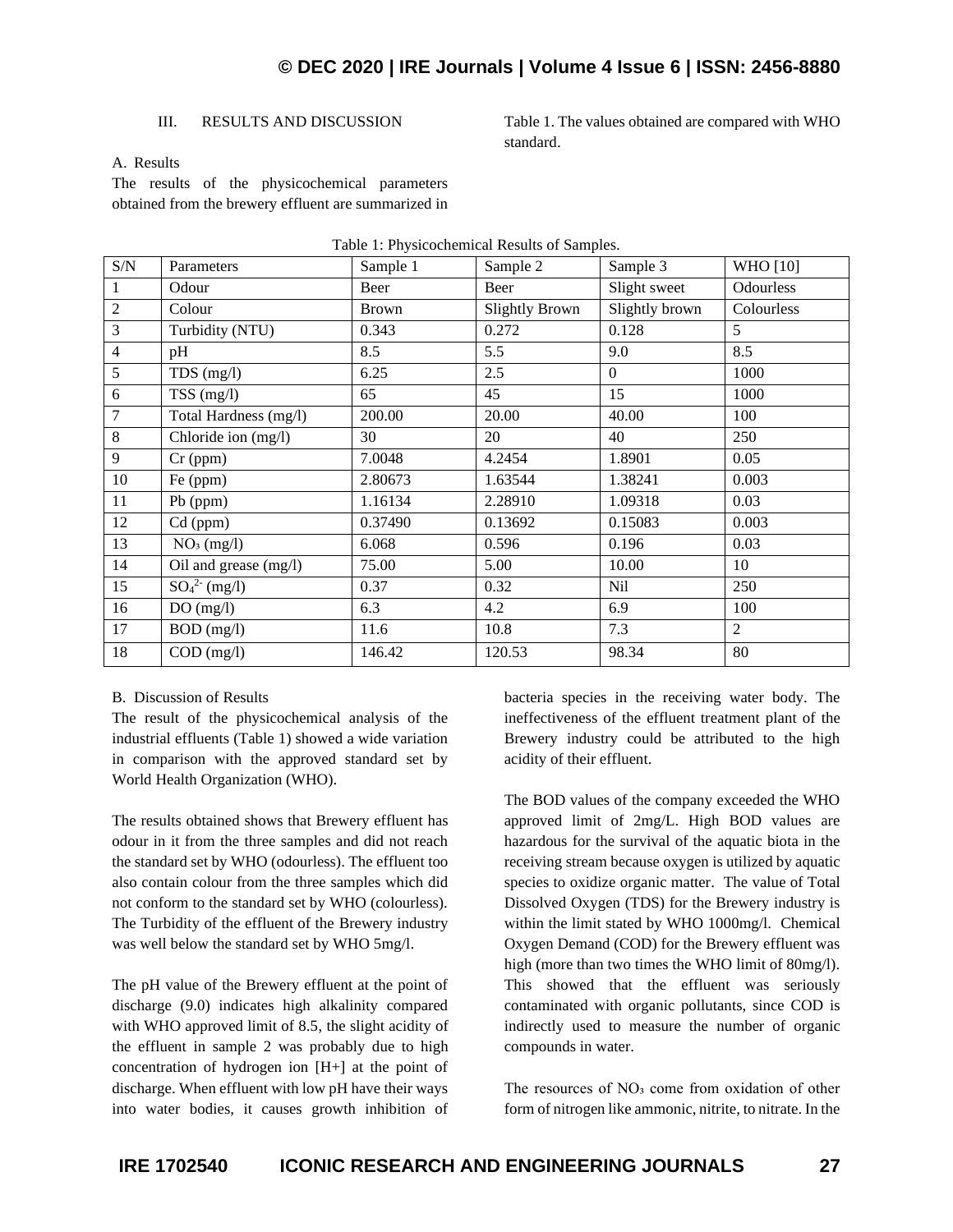## III. RESULTS AND DISCUSSION

### A. Results

The results of the physicochemical parameters obtained from the brewery effluent are summarized in Table 1. The values obtained are compared with WHO standard.

Table 1: Physicochemical Results of Samples.

| S/N | Parameters | Sample 1 | Sample 2 | Sample 3 | WHO [10] |
|---|---|---|---|---|---|
| 1 | Odour | Beer | Beer | Slight sweet | Odourless |
| 2 | Colour | Brown | Slightly Brown | Slightly brown | Colourless |
| 3 | Turbidity (NTU) | 0.343 | 0.272 | 0.128 | 5 |
| 4 | pH | 8.5 | 5.5 | 9.0 | 8.5 |
| 5 | TDS (mg/l) | 6.25 | 2.5 | 0 | 1000 |
| 6 | TSS (mg/l) | 65 | 45 | 15 | 1000 |
| 7 | Total Hardness (mg/l) | 200.00 | 20.00 | 40.00 | 100 |
| 8 | Chloride ion (mg/l) | 30 | 20 | 40 | 250 |
| 9 | Cr (ppm) | 7.0048 | 4.2454 | 1.8901 | 0.05 |
| 10 | Fe (ppm) | 2.80673 | 1.63544 | 1.38241 | 0.003 |
| 11 | Pb (ppm) | 1.16134 | 2.28910 | 1.09318 | 0.03 |
| 12 | Cd (ppm) | 0.37490 | 0.13692 | 0.15083 | 0.003 |
| 13 | $NO_3$ (mg/l) | 6.068 | 0.596 | 0.196 | 0.03 |
| 14 | Oil and grease (mg/l) | 75.00 | 5.00 | 10.00 | 10 |
| 15 | $SO_4^{2-}$ (mg/l) | 0.37 | 0.32 | Nil | 250 |
| 16 | DO (mg/l) | 6.3 | 4.2 | 6.9 | 100 |
| 17 | BOD (mg/l) | 11.6 | 10.8 | 7.3 | 2 |
| 18 | COD (mg/l) | 146.42 | 120.53 | 98.34 | 80 |

### B. Discussion of Results

The result of the physicochemical analysis of the industrial effluents (Table 1) showed a wide variation in comparison with the approved standard set by World Health Organization (WHO).

The results obtained shows that Brewery effluent has odour in it from the three samples and did not reach the standard set by WHO (odourless). The effluent too also contain colour from the three samples which did not conform to the standard set by WHO (colourless). The Turbidity of the effluent of the Brewery industry was well below the standard set by WHO 5mg/l.

The pH value of the Brewery effluent at the point of discharge (9.0) indicates high alkalinity compared with WHO approved limit of 8.5, the slight acidity of the effluent in sample 2 was probably due to high concentration of hydrogen ion [H+] at the point of discharge. When effluent with low pH have their ways into water bodies, it causes growth inhibition of bacteria species in the receiving water body. The ineffectiveness of the effluent treatment plant of the Brewery industry could be attributed to the high acidity of their effluent.

The BOD values of the company exceeded the WHO approved limit of 2mg/L. High BOD values are hazardous for the survival of the aquatic biota in the receiving stream because oxygen is utilized by aquatic species to oxidize organic matter. The value of Total Dissolved Oxygen (TDS) for the Brewery industry is within the limit stated by WHO 1000mg/l. Chemical Oxygen Demand (COD) for the Brewery effluent was high (more than two times the WHO limit of 80mg/l). This showed that the effluent was seriously contaminated with organic pollutants, since COD is indirectly used to measure the number of organic compounds in water.

The resources of $NO_3$ come from oxidation of other form of nitrogen like ammonic, nitrite, to nitrate. In the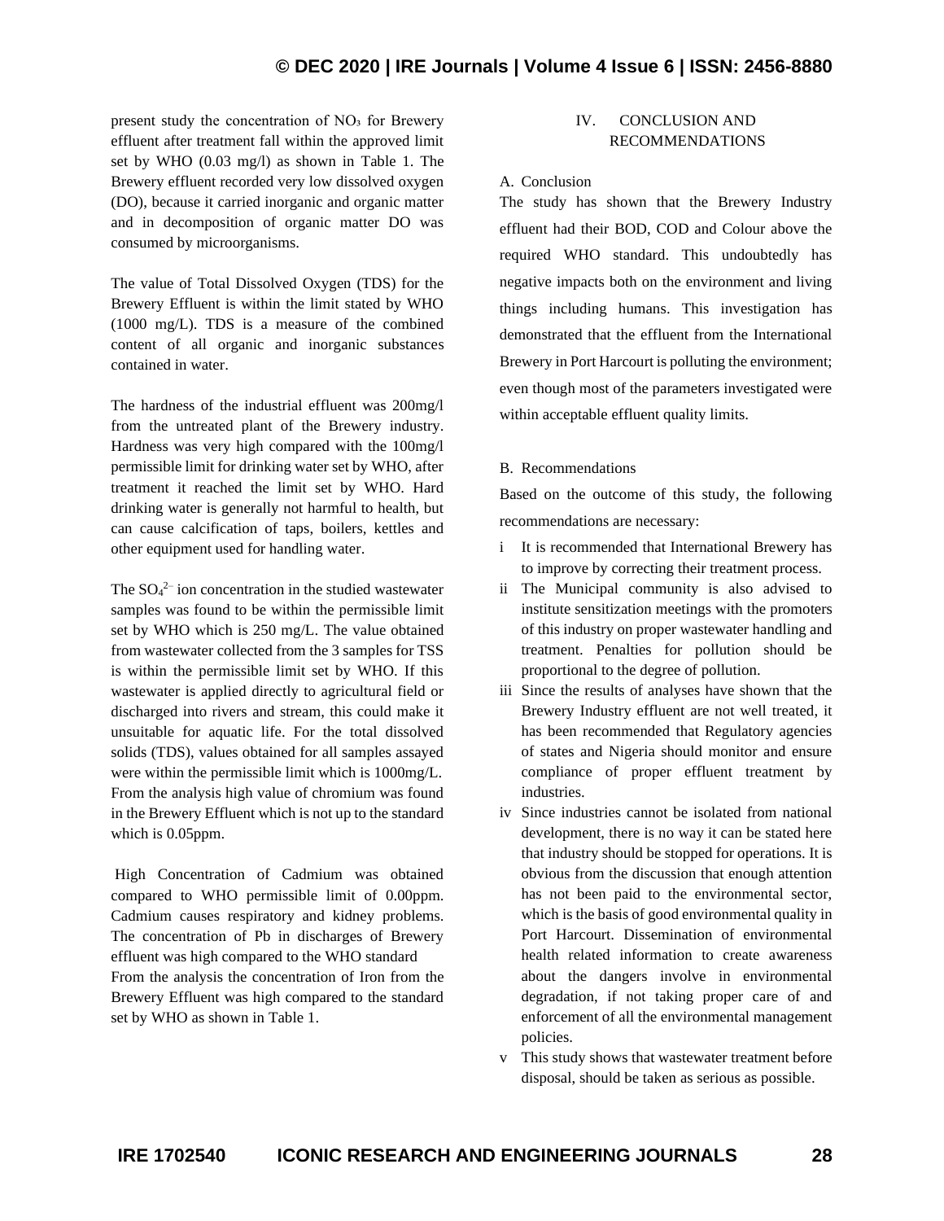present study the concentration of $NO_3$ for Brewery effluent after treatment fall within the approved limit set by WHO (0.03 mg/l) as shown in Table 1. The Brewery effluent recorded very low dissolved oxygen (DO), because it carried inorganic and organic matter and in decomposition of organic matter DO was consumed by microorganisms.

The value of Total Dissolved Oxygen (TDS) for the Brewery Effluent is within the limit stated by WHO (1000 mg/L). TDS is a measure of the combined content of all organic and inorganic substances contained in water.

The hardness of the industrial effluent was 200mg/l from the untreated plant of the Brewery industry. Hardness was very high compared with the 100mg/l permissible limit for drinking water set by WHO, after treatment it reached the limit set by WHO. Hard drinking water is generally not harmful to health, but can cause calcification of taps, boilers, kettles and other equipment used for handling water.

The $SO_4^{2-}$ ion concentration in the studied wastewater samples was found to be within the permissible limit set by WHO which is 250 mg/L. The value obtained from wastewater collected from the 3 samples for TSS is within the permissible limit set by WHO. If this wastewater is applied directly to agricultural field or discharged into rivers and stream, this could make it unsuitable for aquatic life. For the total dissolved solids (TDS), values obtained for all samples assayed were within the permissible limit which is 1000mg/L. From the analysis high value of chromium was found in the Brewery Effluent which is not up to the standard which is 0.05ppm.

High Concentration of Cadmium was obtained compared to WHO permissible limit of 0.00ppm. Cadmium causes respiratory and kidney problems. The concentration of Pb in discharges of Brewery effluent was high compared to the WHO standard

From the analysis the concentration of Iron from the Brewery Effluent was high compared to the standard set by WHO as shown in Table 1.

## IV. CONCLUSION AND RECOMMENDATIONS

### A. Conclusion

The study has shown that the Brewery Industry effluent had their BOD, COD and Colour above the required WHO standard. This undoubtedly has negative impacts both on the environment and living things including humans. This investigation has demonstrated that the effluent from the International Brewery in Port Harcourt is polluting the environment; even though most of the parameters investigated were within acceptable effluent quality limits.

### B. Recommendations

Based on the outcome of this study, the following recommendations are necessary:

- i It is recommended that International Brewery has to improve by correcting their treatment process.
- ii The Municipal community is also advised to institute sensitization meetings with the promoters of this industry on proper wastewater handling and treatment. Penalties for pollution should be proportional to the degree of pollution.
- iii Since the results of analyses have shown that the Brewery Industry effluent are not well treated, it has been recommended that Regulatory agencies of states and Nigeria should monitor and ensure compliance of proper effluent treatment by industries.
- iv Since industries cannot be isolated from national development, there is no way it can be stated here that industry should be stopped for operations. It is obvious from the discussion that enough attention has not been paid to the environmental sector, which is the basis of good environmental quality in Port Harcourt. Dissemination of environmental health related information to create awareness about the dangers involve in environmental degradation, if not taking proper care of and enforcement of all the environmental management policies.
- v This study shows that wastewater treatment before disposal, should be taken as serious as possible.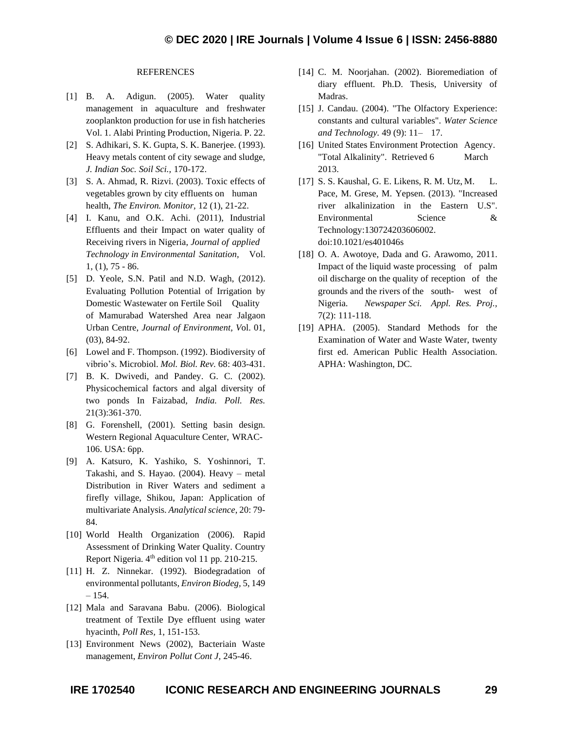## REFERENCES

[1] B. A. Adigun. (2005). Water quality management in aquaculture and freshwater zooplankton production for use in fish hatcheries Vol. 1. Alabi Printing Production, Nigeria. P. 22.

[2] S. Adhikari, S. K. Gupta, S. K. Banerjee. (1993). Heavy metals content of city sewage and sludge, *J. Indian Soc. Soil Sci.*, 170-172.

[3] S. A. Ahmad, R. Rizvi. (2003). Toxic effects of vegetables grown by city effluents on human health, *The Environ. Monitor*, 12 (1), 21-22.

[4] I. Kanu, and O.K. Achi. (2011), Industrial Effluents and their Impact on water quality of Receiving rivers in Nigeria, *Journal of applied Technology in Environmental Sanitation*, Vol. 1, (1), 75 - 86.

[5] D. Yeole, S.N. Patil and N.D. Wagh, (2012). Evaluating Pollution Potential of Irrigation by Domestic Wastewater on Fertile Soil Quality of Mamurabad Watershed Area near Jalgaon Urban Centre, *Journal of Environment*, Vol. 01, (03), 84-92.

[6] Lowel and F. Thompson. (1992). Biodiversity of vibrio's. Microbiol. *Mol. Biol. Rev.* 68: 403-431.

[7] B. K. Dwivedi, and Pandey. G. C. (2002). Physicochemical factors and algal diversity of two ponds In Faizabad, *India. Poll. Res.* 21(3):361-370.

[8] G. Forenshell, (2001). Setting basin design. Western Regional Aquaculture Center, WRAC-106. USA: 6pp.

[9] A. Katsuro, K. Yashiko, S. Yoshinnori, T. Takashi, and S. Hayao. (2004). Heavy – metal Distribution in River Waters and sediment a firefly village, Shikou, Japan: Application of multivariate Analysis. *Analytical science*, 20: 79-84.

[10] World Health Organization (2006). Rapid Assessment of Drinking Water Quality. Country Report Nigeria. 4th edition vol 11 pp. 210-215.

[11] H. Z. Ninnekar. (1992). Biodegradation of environmental pollutants, *Environ Biodeg*, 5, 149 – 154.

[12] Mala and Saravana Babu. (2006). Biological treatment of Textile Dye effluent using water hyacinth, *Poll Res*, 1, 151-153.

[13] Environment News (2002), Bacteriain Waste management, *Environ Pollut Cont J*, 245-46.

[14] C. M. Noorjahan. (2002). Bioremediation of diary effluent. Ph.D. Thesis, University of Madras.

[15] J. Candau. (2004). "The Olfactory Experience: constants and cultural variables". *Water Science and Technology.* 49 (9): 11– 17.

[16] United States Environment Protection Agency. "Total Alkalinity". Retrieved 6 March 2013.

[17] S. S. Kaushal, G. E. Likens, R. M. Utz, M. L. Pace, M. Grese, M. Yepsen. (2013). "Increased river alkalinization in the Eastern U.S". Environmental Science & Technology:130724203606002. doi:10.1021/es401046s

[18] O. A. Awotoye, Dada and G. Arawomo, 2011. Impact of the liquid waste processing of palm oil discharge on the quality of reception of the grounds and the rivers of the south- west of Nigeria. *Newspaper Sci. Appl. Res. Proj.*, 7(2): 111-118.

[19] APHA. (2005). Standard Methods for the Examination of Water and Waste Water, twenty first ed. American Public Health Association. APHA: Washington, DC.